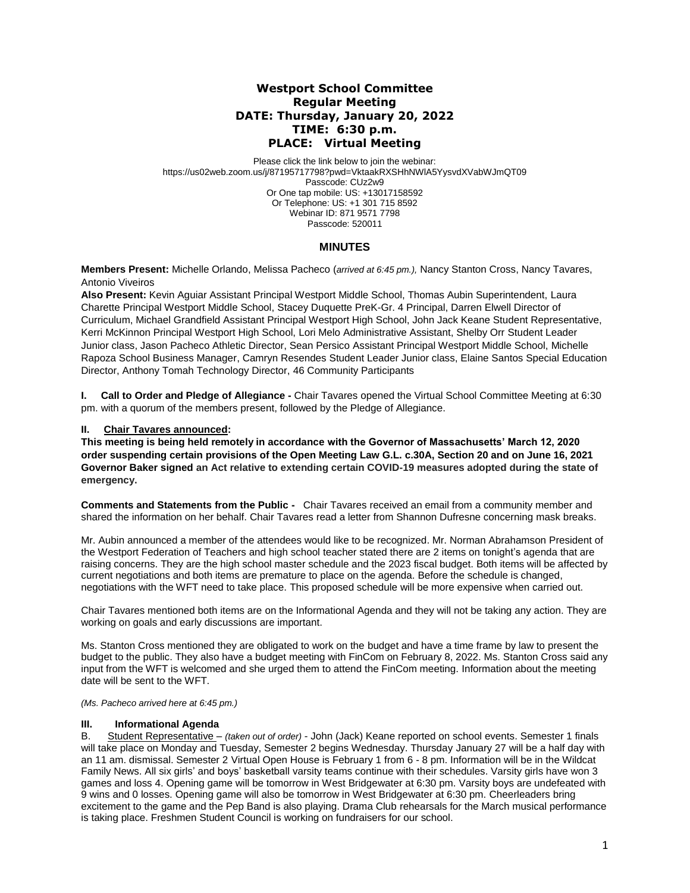# Westport School Committee
## Regular Meeting
### DATE: Thursday, January 20, 2022
### TIME: 6:30 p.m.
### PLACE: Virtual Meeting

Please click the link below to join the webinar:
https://us02web.zoom.us/j/87195717798?pwd=VktaakRXSHhNWlA5YysvdXVabWJmQT09
Passcode: CUz2w9
Or One tap mobile: US: +13017158592
Or Telephone: US: +1 301 715 8592
Webinar ID: 871 9571 7798
Passcode: 520011

## MINUTES

**Members Present:** Michelle Orlando, Melissa Pacheco (*arrived at 6:45 pm.),* Nancy Stanton Cross, Nancy Tavares, Antonio Viveiros

**Also Present:** Kevin Aguiar Assistant Principal Westport Middle School, Thomas Aubin Superintendent, Laura Charette Principal Westport Middle School, Stacey Duquette PreK-Gr. 4 Principal, Darren Elwell Director of Curriculum, Michael Grandfield Assistant Principal Westport High School, John Jack Keane Student Representative, Kerri McKinnon Principal Westport High School, Lori Melo Administrative Assistant, Shelby Orr Student Leader Junior class, Jason Pacheco Athletic Director, Sean Persico Assistant Principal Westport Middle School, Michelle Rapoza School Business Manager, Camryn Resendes Student Leader Junior class, Elaine Santos Special Education Director, Anthony Tomah Technology Director, 46 Community Participants

**I. Call to Order and Pledge of Allegiance -** Chair Tavares opened the Virtual School Committee Meeting at 6:30 pm. with a quorum of the members present, followed by the Pledge of Allegiance.

**II. Chair Tavares announced:**

**This meeting is being held remotely in accordance with the Governor of Massachusetts' March 12, 2020 order suspending certain provisions of the Open Meeting Law G.L. c.30A, Section 20 and on June 16, 2021 Governor Baker signed an Act relative to extending certain COVID-19 measures adopted during the state of emergency.**

**Comments and Statements from the Public -** Chair Tavares received an email from a community member and shared the information on her behalf. Chair Tavares read a letter from Shannon Dufresne concerning mask breaks.

Mr. Aubin announced a member of the attendees would like to be recognized. Mr. Norman Abrahamson President of the Westport Federation of Teachers and high school teacher stated there are 2 items on tonight's agenda that are raising concerns. They are the high school master schedule and the 2023 fiscal budget. Both items will be affected by current negotiations and both items are premature to place on the agenda. Before the schedule is changed, negotiations with the WFT need to take place. This proposed schedule will be more expensive when carried out.

Chair Tavares mentioned both items are on the Informational Agenda and they will not be taking any action. They are working on goals and early discussions are important.

Ms. Stanton Cross mentioned they are obligated to work on the budget and have a time frame by law to present the budget to the public. They also have a budget meeting with FinCom on February 8, 2022. Ms. Stanton Cross said any input from the WFT is welcomed and she urged them to attend the FinCom meeting. Information about the meeting date will be sent to the WFT.

*(Ms. Pacheco arrived here at 6:45 pm.)*

**III. Informational Agenda**

B. Student Representative – *(taken out of order)* - John (Jack) Keane reported on school events. Semester 1 finals will take place on Monday and Tuesday, Semester 2 begins Wednesday. Thursday January 27 will be a half day with an 11 am. dismissal. Semester 2 Virtual Open House is February 1 from 6 - 8 pm. Information will be in the Wildcat Family News. All six girls' and boys' basketball varsity teams continue with their schedules. Varsity girls have won 3 games and loss 4. Opening game will be tomorrow in West Bridgewater at 6:30 pm. Varsity boys are undefeated with 9 wins and 0 losses. Opening game will also be tomorrow in West Bridgewater at 6:30 pm. Cheerleaders bring excitement to the game and the Pep Band is also playing. Drama Club rehearsals for the March musical performance is taking place. Freshmen Student Council is working on fundraisers for our school.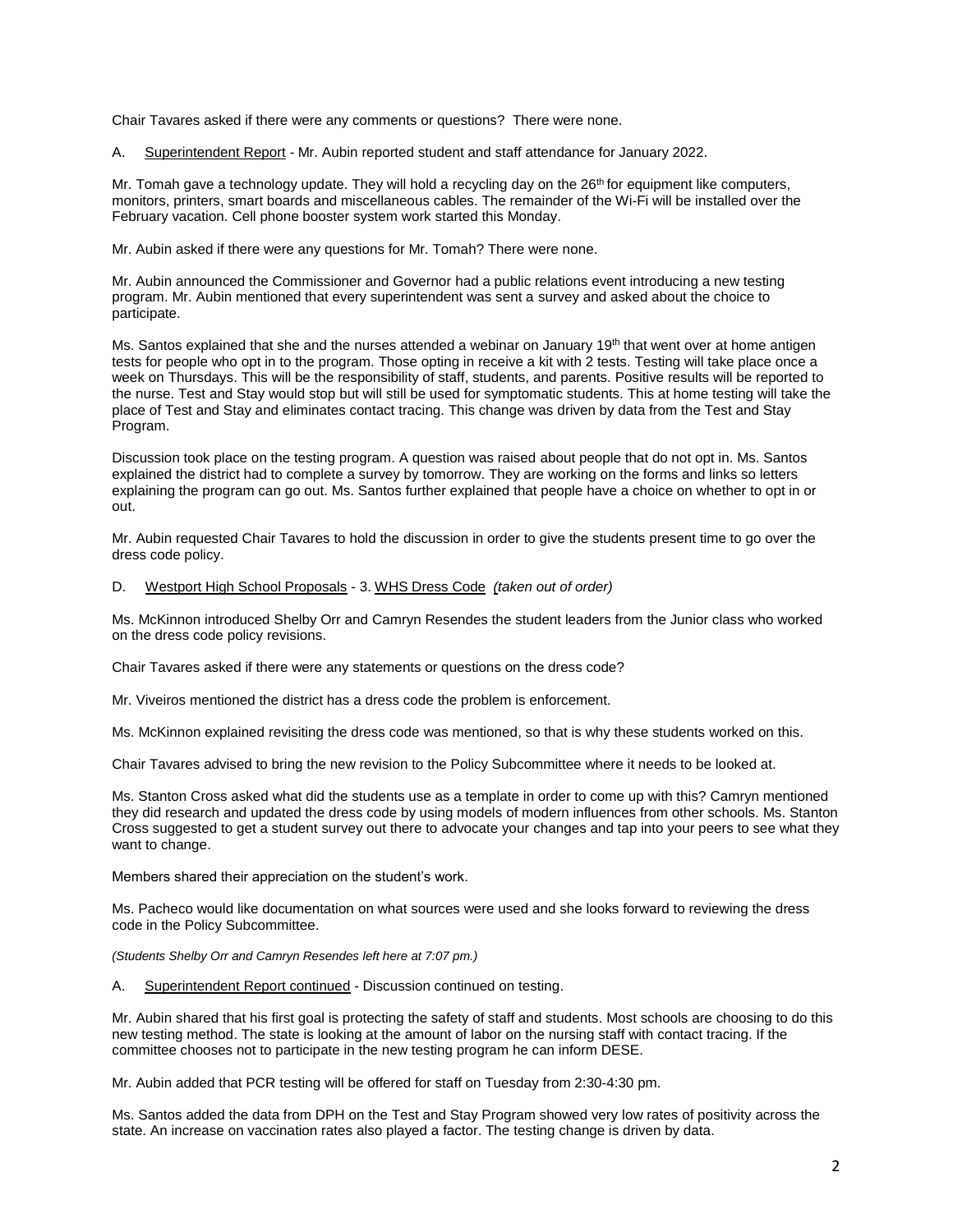Chair Tavares asked if there were any comments or questions? There were none.

A. Superintendent Report - Mr. Aubin reported student and staff attendance for January 2022.

Mr. Tomah gave a technology update. They will hold a recycling day on the 26th for equipment like computers, monitors, printers, smart boards and miscellaneous cables. The remainder of the Wi-Fi will be installed over the February vacation. Cell phone booster system work started this Monday.

Mr. Aubin asked if there were any questions for Mr. Tomah? There were none.

Mr. Aubin announced the Commissioner and Governor had a public relations event introducing a new testing program. Mr. Aubin mentioned that every superintendent was sent a survey and asked about the choice to participate.

Ms. Santos explained that she and the nurses attended a webinar on January 19th that went over at home antigen tests for people who opt in to the program. Those opting in receive a kit with 2 tests. Testing will take place once a week on Thursdays. This will be the responsibility of staff, students, and parents. Positive results will be reported to the nurse. Test and Stay would stop but will still be used for symptomatic students. This at home testing will take the place of Test and Stay and eliminates contact tracing. This change was driven by data from the Test and Stay Program.

Discussion took place on the testing program. A question was raised about people that do not opt in. Ms. Santos explained the district had to complete a survey by tomorrow. They are working on the forms and links so letters explaining the program can go out. Ms. Santos further explained that people have a choice on whether to opt in or out.

Mr. Aubin requested Chair Tavares to hold the discussion in order to give the students present time to go over the dress code policy.

D. Westport High School Proposals - 3. WHS Dress Code *(taken out of order)*

Ms. McKinnon introduced Shelby Orr and Camryn Resendes the student leaders from the Junior class who worked on the dress code policy revisions.

Chair Tavares asked if there were any statements or questions on the dress code?

Mr. Viveiros mentioned the district has a dress code the problem is enforcement.

Ms. McKinnon explained revisiting the dress code was mentioned, so that is why these students worked on this.

Chair Tavares advised to bring the new revision to the Policy Subcommittee where it needs to be looked at.

Ms. Stanton Cross asked what did the students use as a template in order to come up with this? Camryn mentioned they did research and updated the dress code by using models of modern influences from other schools. Ms. Stanton Cross suggested to get a student survey out there to advocate your changes and tap into your peers to see what they want to change.

Members shared their appreciation on the student's work.

Ms. Pacheco would like documentation on what sources were used and she looks forward to reviewing the dress code in the Policy Subcommittee.

*(Students Shelby Orr and Camryn Resendes left here at 7:07 pm.)*

A. Superintendent Report continued - Discussion continued on testing.

Mr. Aubin shared that his first goal is protecting the safety of staff and students. Most schools are choosing to do this new testing method. The state is looking at the amount of labor on the nursing staff with contact tracing. If the committee chooses not to participate in the new testing program he can inform DESE.

Mr. Aubin added that PCR testing will be offered for staff on Tuesday from 2:30-4:30 pm.

Ms. Santos added the data from DPH on the Test and Stay Program showed very low rates of positivity across the state. An increase on vaccination rates also played a factor. The testing change is driven by data.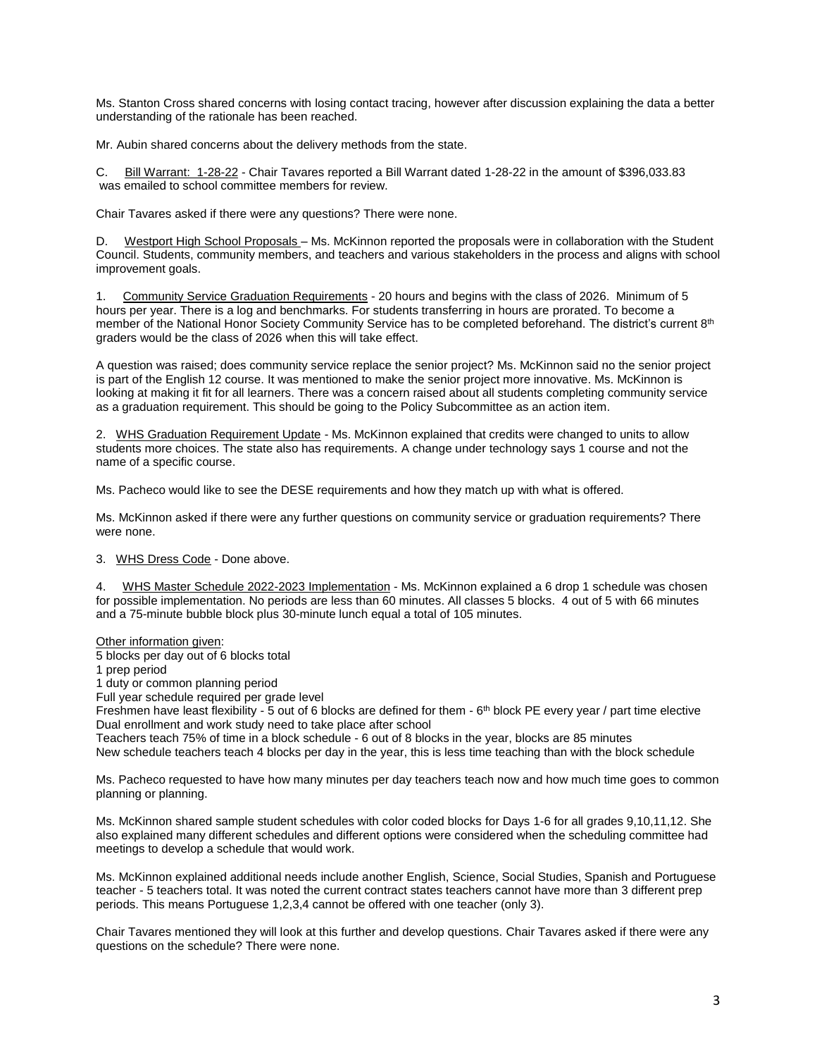Ms. Stanton Cross shared concerns with losing contact tracing, however after discussion explaining the data a better understanding of the rationale has been reached.

Mr. Aubin shared concerns about the delivery methods from the state.

C. Bill Warrant: 1-28-22 - Chair Tavares reported a Bill Warrant dated 1-28-22 in the amount of $396,033.83 was emailed to school committee members for review.

Chair Tavares asked if there were any questions? There were none.

D. Westport High School Proposals – Ms. McKinnon reported the proposals were in collaboration with the Student Council. Students, community members, and teachers and various stakeholders in the process and aligns with school improvement goals.

1. Community Service Graduation Requirements - 20 hours and begins with the class of 2026. Minimum of 5 hours per year. There is a log and benchmarks. For students transferring in hours are prorated. To become a member of the National Honor Society Community Service has to be completed beforehand. The district's current 8th graders would be the class of 2026 when this will take effect.

A question was raised; does community service replace the senior project? Ms. McKinnon said no the senior project is part of the English 12 course. It was mentioned to make the senior project more innovative. Ms. McKinnon is looking at making it fit for all learners. There was a concern raised about all students completing community service as a graduation requirement. This should be going to the Policy Subcommittee as an action item.

2. WHS Graduation Requirement Update - Ms. McKinnon explained that credits were changed to units to allow students more choices. The state also has requirements. A change under technology says 1 course and not the name of a specific course.

Ms. Pacheco would like to see the DESE requirements and how they match up with what is offered.

Ms. McKinnon asked if there were any further questions on community service or graduation requirements? There were none.

3. WHS Dress Code - Done above.

4. WHS Master Schedule 2022-2023 Implementation - Ms. McKinnon explained a 6 drop 1 schedule was chosen for possible implementation. No periods are less than 60 minutes. All classes 5 blocks. 4 out of 5 with 66 minutes and a 75-minute bubble block plus 30-minute lunch equal a total of 105 minutes.

Other information given:
5 blocks per day out of 6 blocks total
1 prep period
1 duty or common planning period
Full year schedule required per grade level
Freshmen have least flexibility - 5 out of 6 blocks are defined for them - 6th block PE every year / part time elective
Dual enrollment and work study need to take place after school
Teachers teach 75% of time in a block schedule - 6 out of 8 blocks in the year, blocks are 85 minutes
New schedule teachers teach 4 blocks per day in the year, this is less time teaching than with the block schedule

Ms. Pacheco requested to have how many minutes per day teachers teach now and how much time goes to common planning or planning.

Ms. McKinnon shared sample student schedules with color coded blocks for Days 1-6 for all grades 9,10,11,12. She also explained many different schedules and different options were considered when the scheduling committee had meetings to develop a schedule that would work.

Ms. McKinnon explained additional needs include another English, Science, Social Studies, Spanish and Portuguese teacher - 5 teachers total. It was noted the current contract states teachers cannot have more than 3 different prep periods. This means Portuguese 1,2,3,4 cannot be offered with one teacher (only 3).

Chair Tavares mentioned they will look at this further and develop questions. Chair Tavares asked if there were any questions on the schedule? There were none.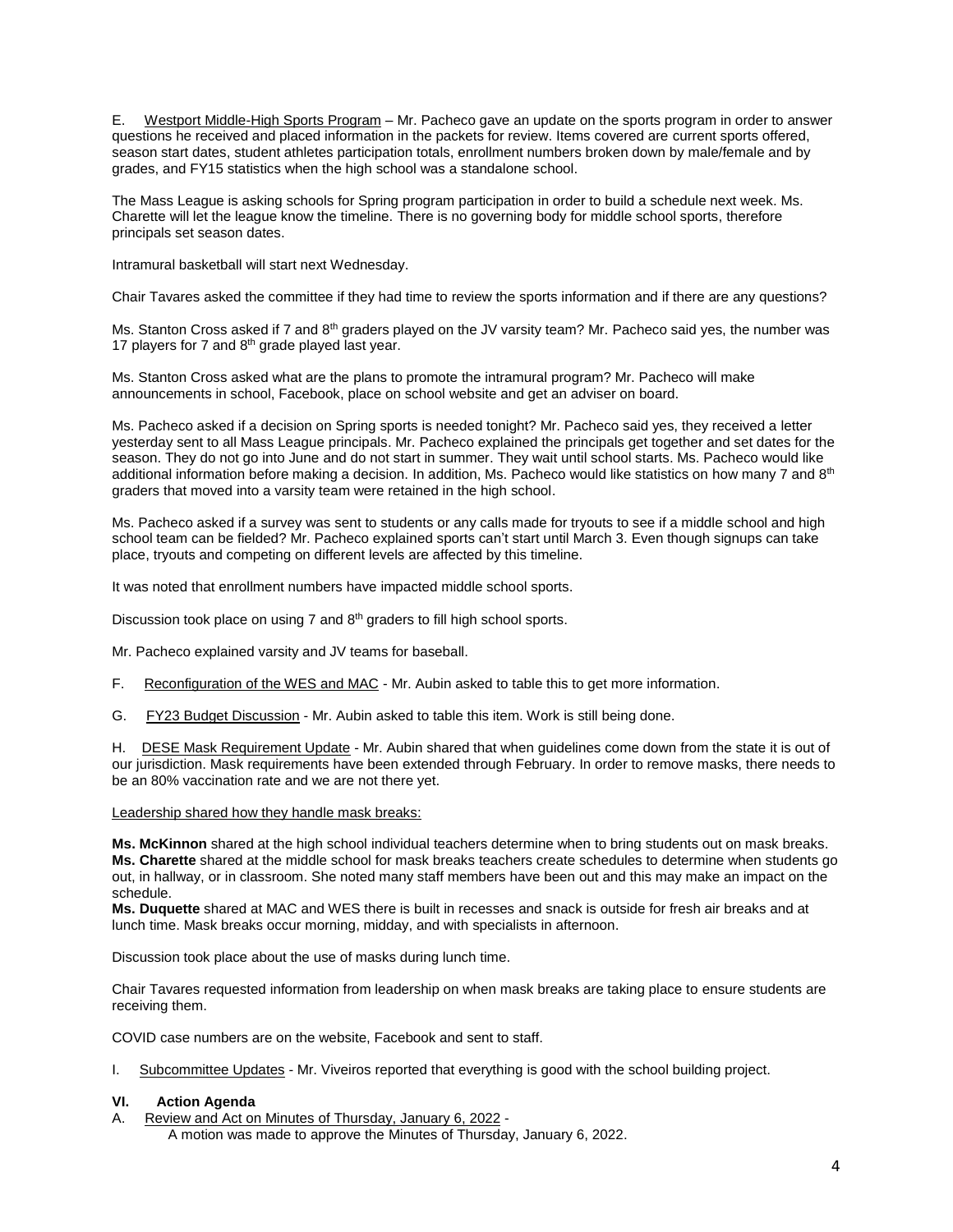E. Westport Middle-High Sports Program – Mr. Pacheco gave an update on the sports program in order to answer questions he received and placed information in the packets for review. Items covered are current sports offered, season start dates, student athletes participation totals, enrollment numbers broken down by male/female and by grades, and FY15 statistics when the high school was a standalone school.

The Mass League is asking schools for Spring program participation in order to build a schedule next week. Ms. Charette will let the league know the timeline. There is no governing body for middle school sports, therefore principals set season dates.

Intramural basketball will start next Wednesday.

Chair Tavares asked the committee if they had time to review the sports information and if there are any questions?

Ms. Stanton Cross asked if 7 and 8th graders played on the JV varsity team? Mr. Pacheco said yes, the number was 17 players for 7 and 8th grade played last year.

Ms. Stanton Cross asked what are the plans to promote the intramural program? Mr. Pacheco will make announcements in school, Facebook, place on school website and get an adviser on board.

Ms. Pacheco asked if a decision on Spring sports is needed tonight? Mr. Pacheco said yes, they received a letter yesterday sent to all Mass League principals. Mr. Pacheco explained the principals get together and set dates for the season. They do not go into June and do not start in summer. They wait until school starts. Ms. Pacheco would like additional information before making a decision. In addition, Ms. Pacheco would like statistics on how many 7 and 8th graders that moved into a varsity team were retained in the high school.

Ms. Pacheco asked if a survey was sent to students or any calls made for tryouts to see if a middle school and high school team can be fielded? Mr. Pacheco explained sports can't start until March 3. Even though signups can take place, tryouts and competing on different levels are affected by this timeline.

It was noted that enrollment numbers have impacted middle school sports.

Discussion took place on using 7 and 8th graders to fill high school sports.

Mr. Pacheco explained varsity and JV teams for baseball.

F. Reconfiguration of the WES and MAC - Mr. Aubin asked to table this to get more information.

G. FY23 Budget Discussion - Mr. Aubin asked to table this item. Work is still being done.

H. DESE Mask Requirement Update - Mr. Aubin shared that when guidelines come down from the state it is out of our jurisdiction. Mask requirements have been extended through February. In order to remove masks, there needs to be an 80% vaccination rate and we are not there yet.

Leadership shared how they handle mask breaks:

**Ms. McKinnon** shared at the high school individual teachers determine when to bring students out on mask breaks.
**Ms. Charette** shared at the middle school for mask breaks teachers create schedules to determine when students go out, in hallway, or in classroom. She noted many staff members have been out and this may make an impact on the schedule.
**Ms. Duquette** shared at MAC and WES there is built in recesses and snack is outside for fresh air breaks and at lunch time. Mask breaks occur morning, midday, and with specialists in afternoon.

Discussion took place about the use of masks during lunch time.

Chair Tavares requested information from leadership on when mask breaks are taking place to ensure students are receiving them.

COVID case numbers are on the website, Facebook and sent to staff.

I. Subcommittee Updates - Mr. Viveiros reported that everything is good with the school building project.

## VI. Action Agenda

A. Review and Act on Minutes of Thursday, January 6, 2022 -
   A motion was made to approve the Minutes of Thursday, January 6, 2022.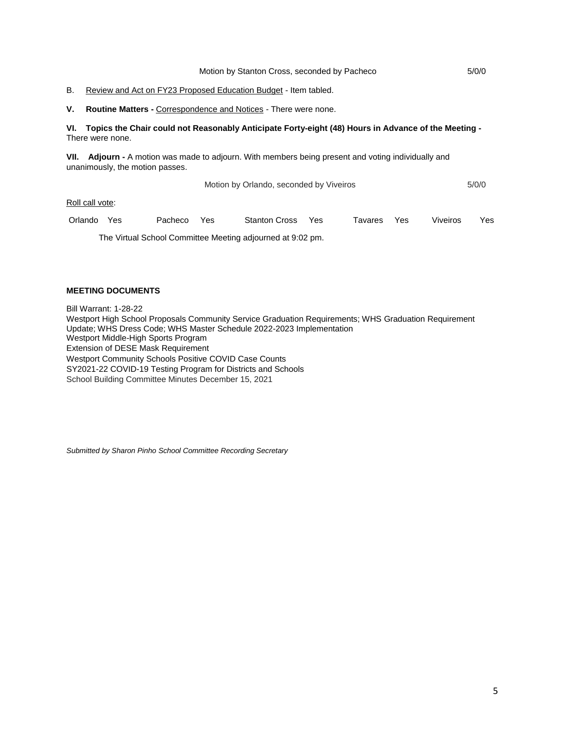Motion by Stanton Cross, seconded by Pacheco 5/0/0

B. Review and Act on FY23 Proposed Education Budget - Item tabled.

**V. Routine Matters -** Correspondence and Notices - There were none.

**VI. Topics the Chair could not Reasonably Anticipate Forty-eight (48) Hours in Advance of the Meeting -** There were none.

**VII. Adjourn -** A motion was made to adjourn. With members being present and voting individually and unanimously, the motion passes.

Motion by Orlando, seconded by Viveiros 5/0/0

Roll call vote:

| | | | | | | | | | |
|---|---|---|---|---|---|---|---|---|---|
| Orlando | Yes | Pacheco | Yes | Stanton Cross | Yes | Tavares | Yes | Viveiros | Yes |

The Virtual School Committee Meeting adjourned at 9:02 pm.

**MEETING DOCUMENTS**

Bill Warrant: 1-28-22
Westport High School Proposals Community Service Graduation Requirements; WHS Graduation Requirement Update; WHS Dress Code; WHS Master Schedule 2022-2023 Implementation
Westport Middle-High Sports Program
Extension of DESE Mask Requirement
Westport Community Schools Positive COVID Case Counts
SY2021-22 COVID-19 Testing Program for Districts and Schools
School Building Committee Minutes December 15, 2021

*Submitted by Sharon Pinho School Committee Recording Secretary*